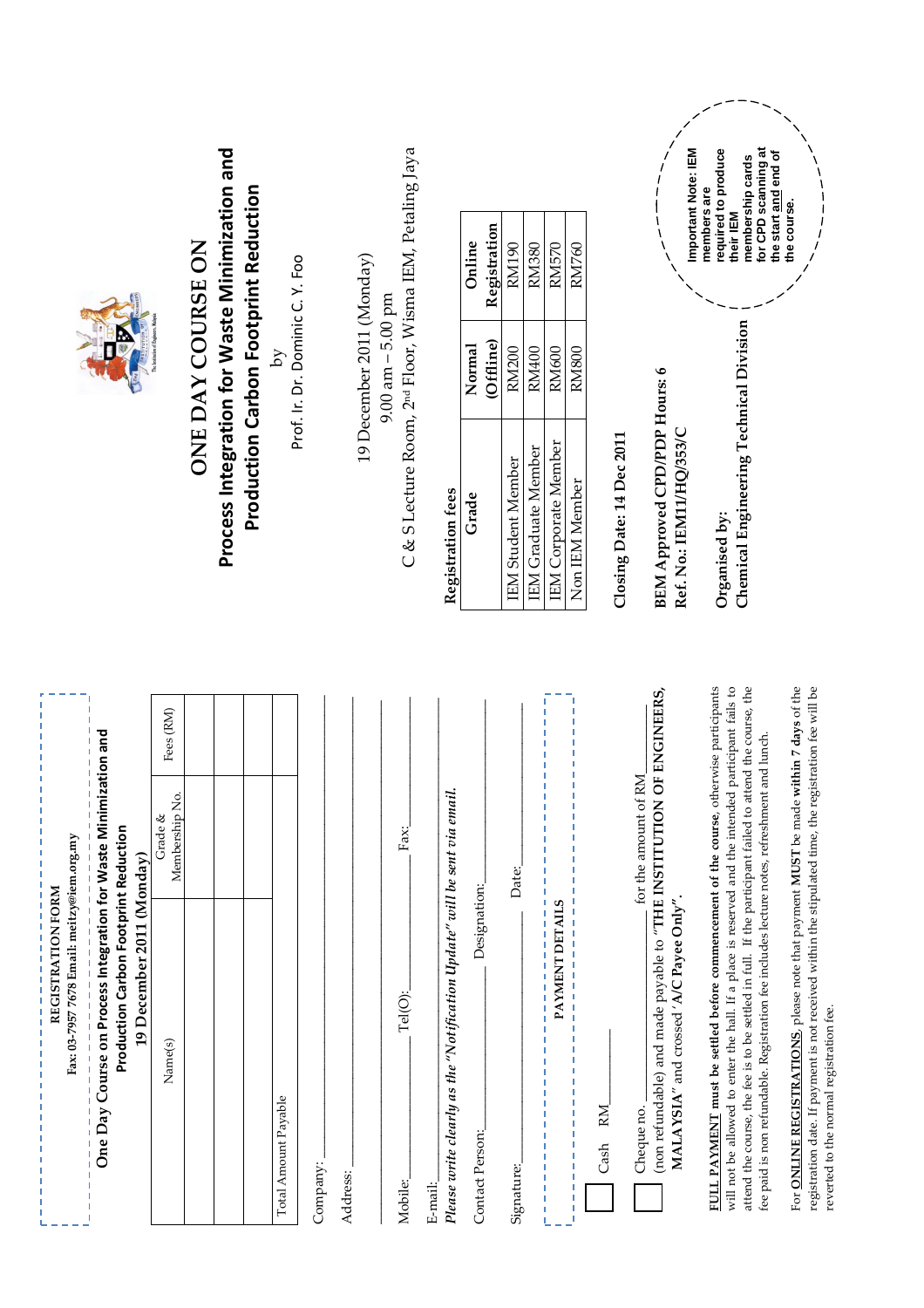# ONE DAY COURSE ON

## Process Integration for Waste Minimization and Production Carbon Footprint Reduction

by

Prof. Ir. Dr. Dominic C. Y. Foo

19 December 2011 (Monday)

9.00 am – 5.00 pm

C & S Lecture Room, 2nd Floor, Wisma IEM, Petaling Jaya

**Registration fees**

| Grade | Normal (Offline) | Online Registration |
|---|---|---|
| IEM Student Member | RM200 | RM190 |
| IEM Graduate Member | RM400 | RM380 |
| IEM Corporate Member | RM600 | RM570 |
| Non IEM Member | RM800 | RM760 |

**Closing Date: 14 Dec 2011**

**BEM Approved CPD/PDP Hours: 6**
**Ref. No.: IEM11/HQ/353/C**

**Organised by:**
**Chemical Engineering Technical Division**

**Important Note: IEM members are required to produce their IEM membership cards for CPD scanning at the start and end of the course.**

---

REGISTRATION FORM
Fax: 03-7957 7678 Email: meitzy@iem.org.my

**One Day Course on Process Integration for Waste Minimization and Production Carbon Footprint Reduction**
**19 December 2011 (Monday)**

| Name(s) | Grade & Membership No. | Fees (RM) |
|---|---|---|
| | | |
| | | |
| | | |
| Total Amount Payable | | |

Company: ______________________________

Address: ______________________________

Mobile: ______________ Tel(O): ______________ Fax: ______________

E-mail: ______________________________

*Please write clearly as the "Notification Update" will be sent via email.*

Contact Person: ______________ Designation: ______________

Signature: ______________ Date: ______________

PAYMENT DETAILS

☐ Cash RM________

☐ Cheque no. ______________ for the amount of RM________ (non refundable) and made payable to **"THE INSTITUTION OF ENGINEERS, MALAYSIA"** and crossed **'A/C Payee Only".**

**FULL PAYMENT must be settled before commencement of the course**, otherwise participants will not be allowed to enter the hall. If a place is reserved and the intended participant fails to attend the course, the fee is to be settled in full. If the participant failed to attend the course, the fee paid is non refundable. Registration fee includes lecture notes, refreshment and lunch.

For **ONLINE REGISTRATIONS**, please note that payment **MUST** be made **within 7 days** of the registration date. If payment is not received within the stipulated time, the registration fee will be reverted to the normal registration fee.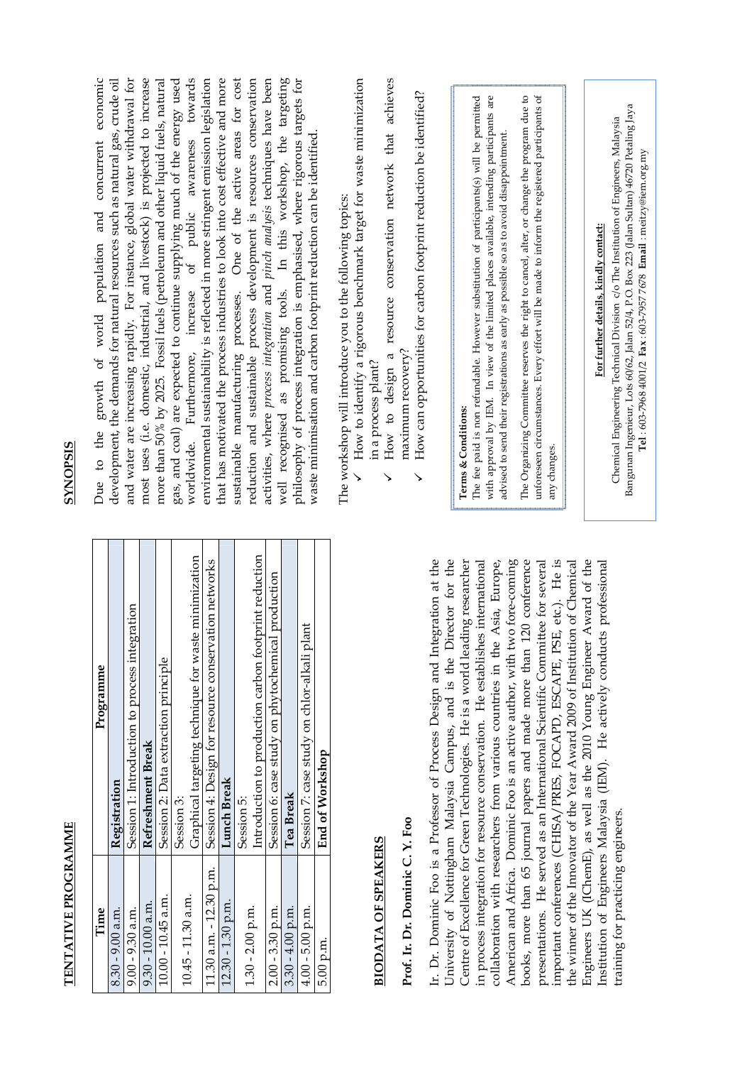## TENTATIVE PROGRAMME

| Time | Programme |
|---|---|
| 8.30 - 9.00 a.m. | **Registration** |
| 9.00 - 9.30 a.m. | Session 1: Introduction to process integration |
| 9.30 - 10.00 a.m. | **Refreshment Break** |
| 10.00 - 10.45 a.m. | Session 2: Data extraction principle |
| 10.45 - 11.30 a.m. | Session 3: Graphical targeting technique for waste minimization |
| 11.30 a.m. - 12.30 p.m. | Session 4: Design for resource conservation networks |
| 12.30 - 1.30 p.m. | **Lunch Break** |
| 1.30 - 2.00 p.m. | Session 5: Introduction to production carbon footprint reduction |
| 2.00 - 3.30 p.m. | Session 6: case study on phytochemical production |
| 3.30 - 4.00 p.m. | **Tea Break** |
| 4.00 - 5.00 p.m. | Session 7: case study on chlor-alkali plant |
| 5.00 p.m. | **End of Workshop** |

## BIODATA OF SPEAKERS

**Prof. Ir. Dr. Dominic C. Y. Foo**

Ir. Dr. Dominic Foo is a Professor of Process Design and Integration at the University of Nottingham Malaysia Campus, and is the Director for the Centre of Excellence for Green Technologies. He is a world leading researcher in process integration for resource conservation. He establishes international collaboration with researchers from various countries in the Asia, Europe, American and Africa. Dominic Foo is an active author, with two fore-coming books, more than 65 journal papers and made more than 120 conference presentations. He served as an International Scientific Committee for several important conferences (CHISA/PRES, FOCAPD, ESCAPE, PSE, etc.). He is the winner of the Innovator of the Year Award 2009 of Institution of Chemical Engineers UK (IChemE), as well as the 2010 Young Engineer Award of the Institution of Engineers Malaysia (IEM). He actively conducts professional training for practicing engineers.

## SYNOPSIS

Due to the growth of world population and concurrent economic development, the demands for natural resources such as natural gas, crude oil and water are increasing rapidly. For instance, global water withdrawal for most uses (i.e. domestic, industrial, and livestock) is projected to increase more than 50% by 2025. Fossil fuels (petroleum and other liquid fuels, natural gas, and coal) are expected to continue supplying much of the energy used worldwide. Furthermore, increase of public awareness towards environmental sustainability is reflected in more stringent emission legislation that has motivated the process industries to look into cost effective and more sustainable manufacturing processes. One of the active areas for cost reduction and sustainable process development is resources conservation activities, where *process integration* and *pinch analysis* techniques have been well recognised as promising tools. In this workshop, the targeting philosophy of process integration is emphasised, where rigorous targets for waste minimisation and carbon footprint reduction can be identified.

The workshop will introduce you to the following topics:

- ✓ How to identify a rigorous benchmark target for waste minimization in a process plant?
- ✓ How to design a resource conservation network that achieves maximum recovery?
- ✓ How can opportunities for carbon footprint reduction be identified?

**Terms & Conditions:**

The fee paid is non refundable. However substitution of participants(s) will be permitted with approval by IEM. In view of the limited places available, intending participants are advised to send their registrations as early as possible so as to avoid disappointment.

The Organizing Committee reserves the right to cancel, alter, or change the program due to unforeseen circumstances. Every effort will be made to inform the registered participants of any changes.

**For further details, kindly contact:**

Chemical Engineering Technical Division c/o The Institution of Engineers, Malaysia
Bangunan Ingenieur, Lots 60/62, Jalan 52/4, P.O. Box 223 (Jalan Sultan) 46720 Petaling Jaya
**Tel** : 603-7968 4001/2 **Fax** : 603-7957 7678 **Email** : meitzy@iem.org.my